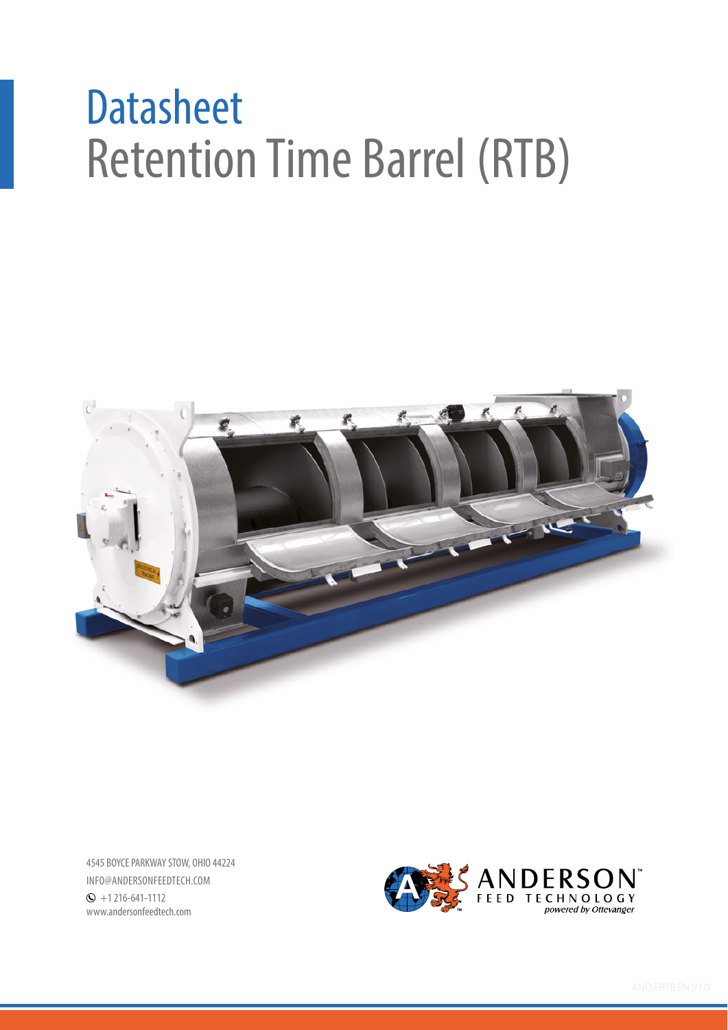# Datasheet

# Retention Time Barrel (RTB)

4545 BOYCE PARKWAY STOW, OHIO 44224
INFO@ANDERSONFEEDTECH.COM
+1 216-641-1112
www.andersonfeedtech.com

ANDERSON™
FEED TECHNOLOGY
*powered by Ottevanger*

AND.F.RTB.EN.V1.0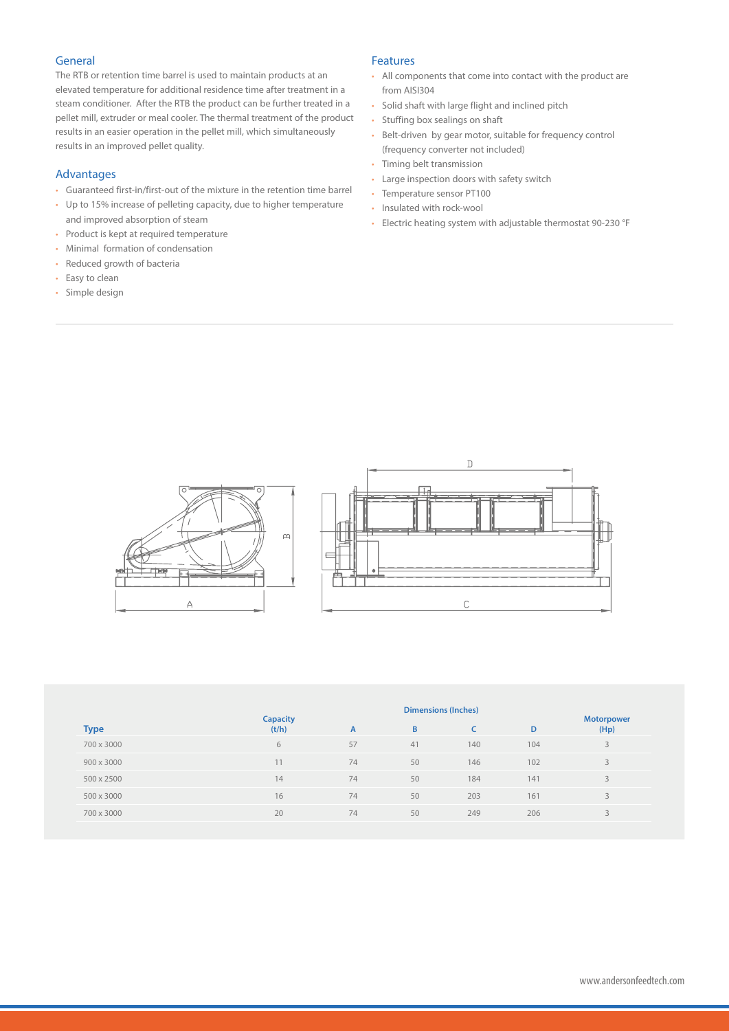## General

The RTB or retention time barrel is used to maintain products at an elevated temperature for additional residence time after treatment in a steam conditioner. After the RTB the product can be further treated in a pellet mill, extruder or meal cooler. The thermal treatment of the product results in an easier operation in the pellet mill, which simultaneously results in an improved pellet quality.

## Advantages

- Guaranteed first-in/first-out of the mixture in the retention time barrel
- Up to 15% increase of pelleting capacity, due to higher temperature and improved absorption of steam
- Product is kept at required temperature
- Minimal formation of condensation
- Reduced growth of bacteria
- Easy to clean
- Simple design

## Features

- All components that come into contact with the product are from AISI304
- Solid shaft with large flight and inclined pitch
- Stuffing box sealings on shaft
- Belt-driven by gear motor, suitable for frequency control (frequency converter not included)
- Timing belt transmission
- Large inspection doors with safety switch
- Temperature sensor PT100
- Insulated with rock-wool
- Electric heating system with adjustable thermostat 90-230 °F

A
B
C
D

| | | Dimensions (Inches) | | | | |
|---|---|---|---|---|---|---|
| **Type** | **Capacity (t/h)** | **A** | **B** | **C** | **D** | **Motorpower (Hp)** |
| 700 x 3000 | 6 | 57 | 41 | 140 | 104 | 3 |
| 900 x 3000 | 11 | 74 | 50 | 146 | 102 | 3 |
| 500 x 2500 | 14 | 74 | 50 | 184 | 141 | 3 |
| 500 x 3000 | 16 | 74 | 50 | 203 | 161 | 3 |
| 700 x 3000 | 20 | 74 | 50 | 249 | 206 | 3 |

www.andersonfeedtech.com